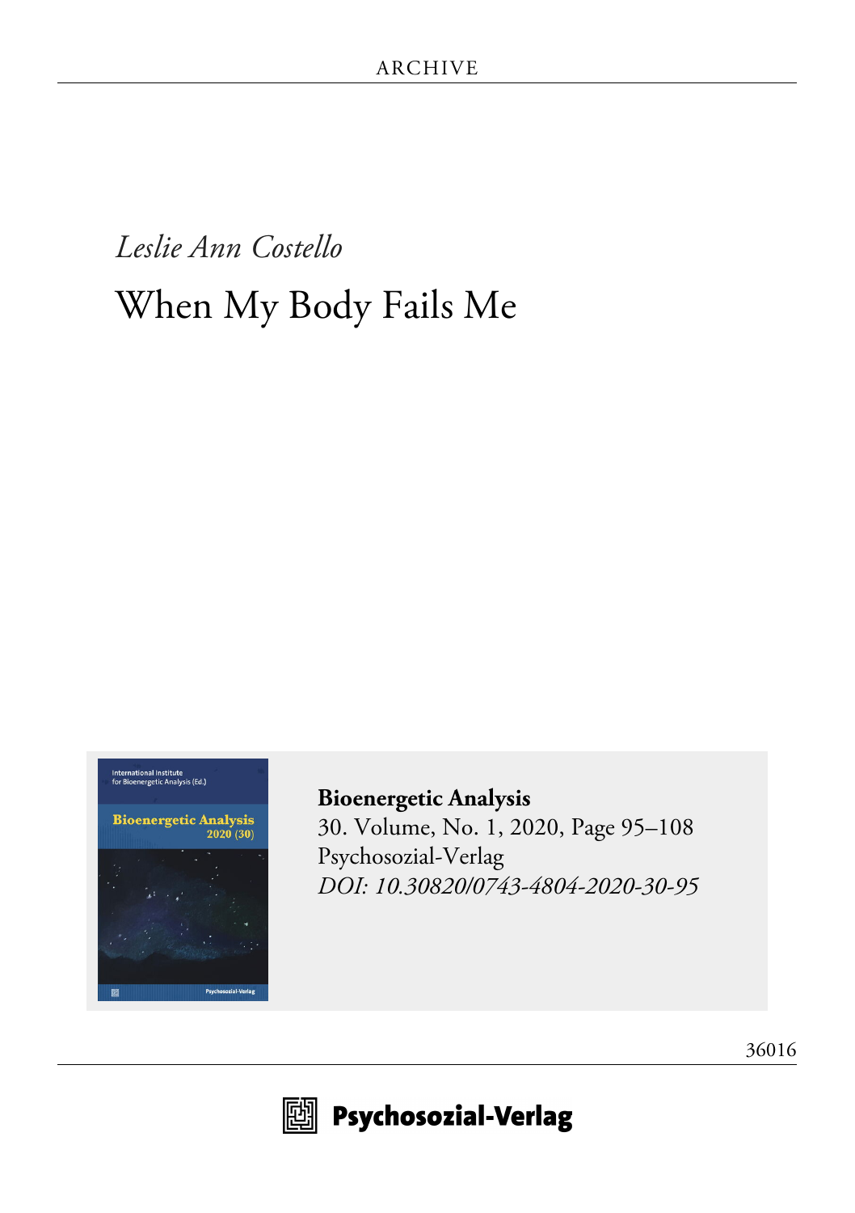ARCHIVE

*Leslie Ann Costello*

# When My Body Fails Me

**Bioenergetic Analysis**
30. Volume, No. 1, 2020, Page 95–108
Psychosozial-Verlag
*DOI: 10.30820/0743-4804-2020-30-95*

36016

Psychosozial-Verlag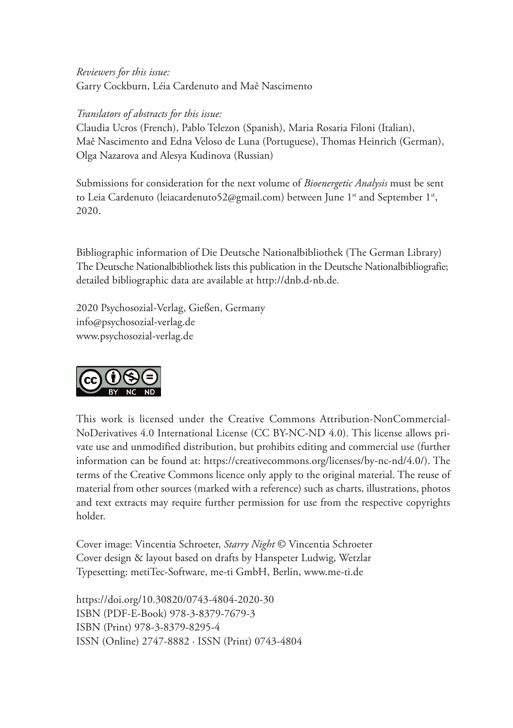*Reviewers for this issue:*
Garry Cockburn, Léia Cardenuto and Maê Nascimento

*Translators of abstracts for this issue:*
Claudia Ucros (French), Pablo Telezon (Spanish), Maria Rosaria Filoni (Italian), Maê Nascimento and Edna Veloso de Luna (Portuguese), Thomas Heinrich (German), Olga Nazarova and Alesya Kudinova (Russian)

Submissions for consideration for the next volume of *Bioenergetic Analysis* must be sent to Leia Cardenuto (leiacardenuto52@gmail.com) between June 1st and September 1st, 2020.

Bibliographic information of Die Deutsche Nationalbibliothek (The German Library)
The Deutsche Nationalbibliothek lists this publication in the Deutsche Nationalbibliografie; detailed bibliographic data are available at http://dnb.d-nb.de.

2020 Psychosozial-Verlag, Gießen, Germany
info@psychosozial-verlag.de
www.psychosozial-verlag.de

This work is licensed under the Creative Commons Attribution-NonCommercial-NoDerivatives 4.0 International License (CC BY-NC-ND 4.0). This license allows private use and unmodified distribution, but prohibits editing and commercial use (further information can be found at: https://creativecommons.org/licenses/by-nc-nd/4.0/). The terms of the Creative Commons licence only apply to the original material. The reuse of material from other sources (marked with a reference) such as charts, illustrations, photos and text extracts may require further permission for use from the respective copyrights holder.

Cover image: Vincentia Schroeter, *Starry Night* © Vincentia Schroeter
Cover design & layout based on drafts by Hanspeter Ludwig, Wetzlar
Typesetting: metiTec-Software, me-ti GmbH, Berlin, www.me-ti.de

https://doi.org/10.30820/0743-4804-2020-30
ISBN (PDF-E-Book) 978-3-8379-7679-3
ISBN (Print) 978-3-8379-8295-4
ISSN (Online) 2747-8882 · ISSN (Print) 0743-4804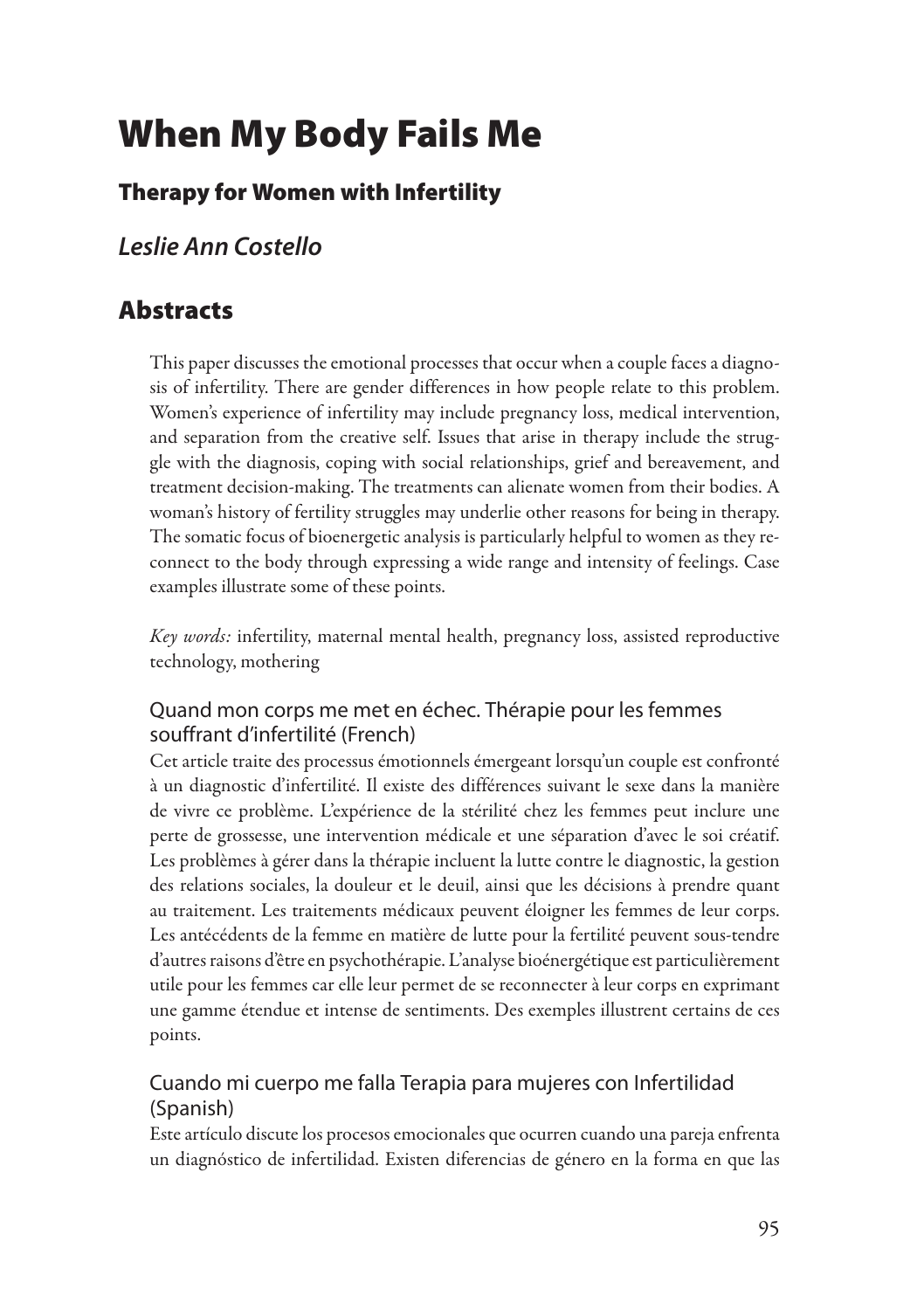# When My Body Fails Me

## Therapy for Women with Infertility

### *Leslie Ann Costello*

## Abstracts

This paper discusses the emotional processes that occur when a couple faces a diagnosis of infertility. There are gender differences in how people relate to this problem. Women's experience of infertility may include pregnancy loss, medical intervention, and separation from the creative self. Issues that arise in therapy include the struggle with the diagnosis, coping with social relationships, grief and bereavement, and treatment decision-making. The treatments can alienate women from their bodies. A woman's history of fertility struggles may underlie other reasons for being in therapy. The somatic focus of bioenergetic analysis is particularly helpful to women as they reconnect to the body through expressing a wide range and intensity of feelings. Case examples illustrate some of these points.

*Key words:* infertility, maternal mental health, pregnancy loss, assisted reproductive technology, mothering

### Quand mon corps me met en échec. Thérapie pour les femmes souffrant d'infertilité (French)

Cet article traite des processus émotionnels émergeant lorsqu'un couple est confronté à un diagnostic d'infertilité. Il existe des différences suivant le sexe dans la manière de vivre ce problème. L'expérience de la stérilité chez les femmes peut inclure une perte de grossesse, une intervention médicale et une séparation d'avec le soi créatif. Les problèmes à gérer dans la thérapie incluent la lutte contre le diagnostic, la gestion des relations sociales, la douleur et le deuil, ainsi que les décisions à prendre quant au traitement. Les traitements médicaux peuvent éloigner les femmes de leur corps. Les antécédents de la femme en matière de lutte pour la fertilité peuvent sous-tendre d'autres raisons d'être en psychothérapie. L'analyse bioénergétique est particulièrement utile pour les femmes car elle leur permet de se reconnecter à leur corps en exprimant une gamme étendue et intense de sentiments. Des exemples illustrent certains de ces points.

### Cuando mi cuerpo me falla Terapia para mujeres con Infertilidad (Spanish)

Este artículo discute los procesos emocionales que ocurren cuando una pareja enfrenta un diagnóstico de infertilidad. Existen diferencias de género en la forma en que las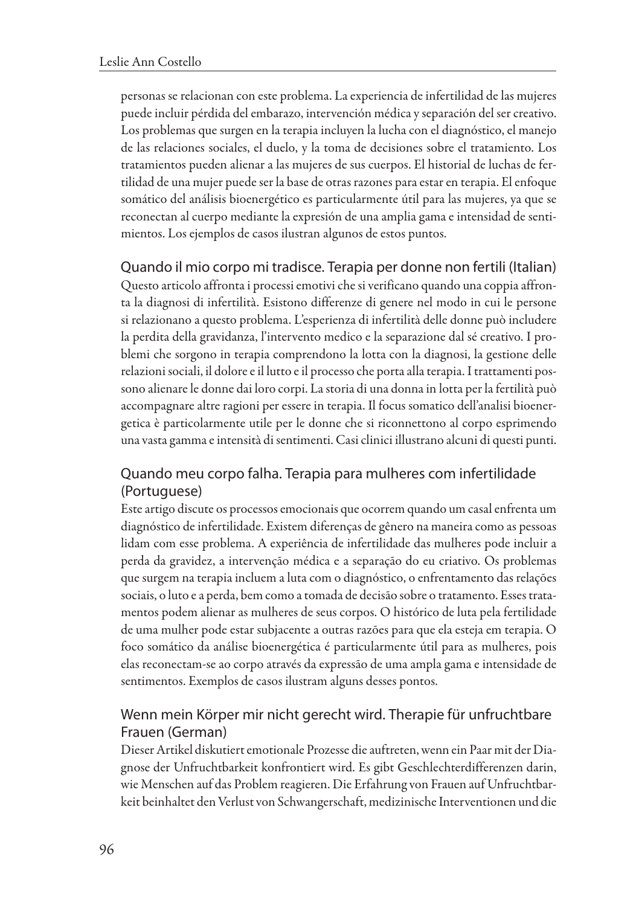personas se relacionan con este problema. La experiencia de infertilidad de las mujeres puede incluir pérdida del embarazo, intervención médica y separación del ser creativo. Los problemas que surgen en la terapia incluyen la lucha con el diagnóstico, el manejo de las relaciones sociales, el duelo, y la toma de decisiones sobre el tratamiento. Los tratamientos pueden alienar a las mujeres de sus cuerpos. El historial de luchas de fertilidad de una mujer puede ser la base de otras razones para estar en terapia. El enfoque somático del análisis bioenergético es particularmente útil para las mujeres, ya que se reconectan al cuerpo mediante la expresión de una amplia gama e intensidad de sentimientos. Los ejemplos de casos ilustran algunos de estos puntos.

## Quando il mio corpo mi tradisce. Terapia per donne non fertili (Italian)

Questo articolo affronta i processi emotivi che si verificano quando una coppia affronta la diagnosi di infertilità. Esistono differenze di genere nel modo in cui le persone si relazionano a questo problema. L'esperienza di infertilità delle donne può includere la perdita della gravidanza, l'intervento medico e la separazione dal sé creativo. I problemi che sorgono in terapia comprendono la lotta con la diagnosi, la gestione delle relazioni sociali, il dolore e il lutto e il processo che porta alla terapia. I trattamenti possono alienare le donne dai loro corpi. La storia di una donna in lotta per la fertilità può accompagnare altre ragioni per essere in terapia. Il focus somatico dell'analisi bioenergetica è particolarmente utile per le donne che si riconnettono al corpo esprimendo una vasta gamma e intensità di sentimenti. Casi clinici illustrano alcuni di questi punti.

## Quando meu corpo falha. Terapia para mulheres com infertilidade (Portuguese)

Este artigo discute os processos emocionais que ocorrem quando um casal enfrenta um diagnóstico de infertilidade. Existem diferenças de gênero na maneira como as pessoas lidam com esse problema. A experiência de infertilidade das mulheres pode incluir a perda da gravidez, a intervenção médica e a separação do eu criativo. Os problemas que surgem na terapia incluem a luta com o diagnóstico, o enfrentamento das relações sociais, o luto e a perda, bem como a tomada de decisão sobre o tratamento. Esses tratamentos podem alienar as mulheres de seus corpos. O histórico de luta pela fertilidade de uma mulher pode estar subjacente a outras razões para que ela esteja em terapia. O foco somático da análise bioenergética é particularmente útil para as mulheres, pois elas reconectam-se ao corpo através da expressão de uma ampla gama e intensidade de sentimentos. Exemplos de casos ilustram alguns desses pontos.

## Wenn mein Körper mir nicht gerecht wird. Therapie für unfruchtbare Frauen (German)

Dieser Artikel diskutiert emotionale Prozesse die auftreten, wenn ein Paar mit der Diagnose der Unfruchtbarkeit konfrontiert wird. Es gibt Geschlechterdifferenzen darin, wie Menschen auf das Problem reagieren. Die Erfahrung von Frauen auf Unfruchtbarkeit beinhaltet den Verlust von Schwangerschaft, medizinische Interventionen und die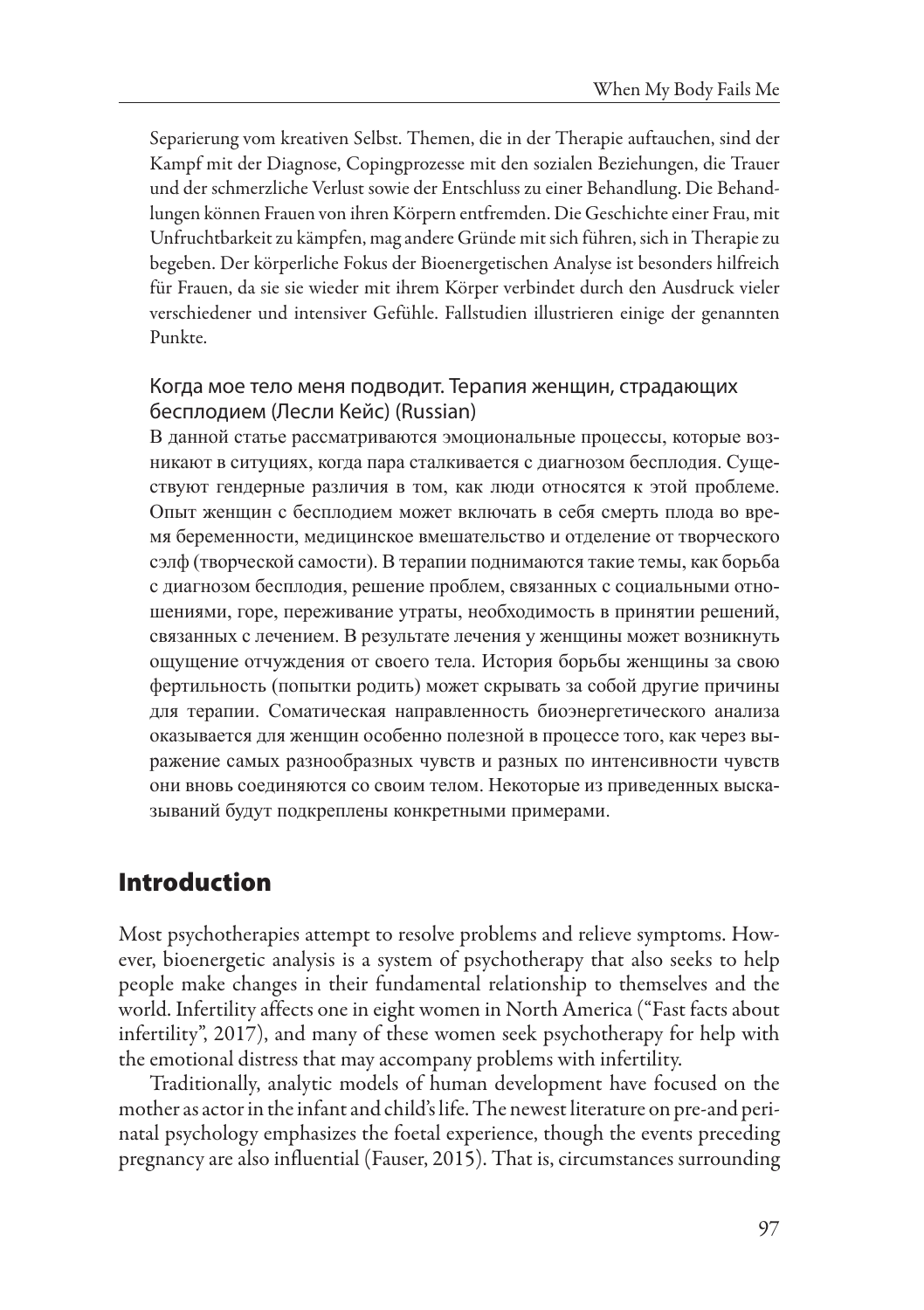Separierung vom kreativen Selbst. Themen, die in der Therapie auftauchen, sind der Kampf mit der Diagnose, Copingprozesse mit den sozialen Beziehungen, die Trauer und der schmerzliche Verlust sowie der Entschluss zu einer Behandlung. Die Behandlungen können Frauen von ihren Körpern entfremden. Die Geschichte einer Frau, mit Unfruchtbarkeit zu kämpfen, mag andere Gründe mit sich führen, sich in Therapie zu begeben. Der körperliche Fokus der Bioenergetischen Analyse ist besonders hilfreich für Frauen, da sie sie wieder mit ihrem Körper verbindet durch den Ausdruck vieler verschiedener und intensiver Gefühle. Fallstudien illustrieren einige der genannten Punkte.

### Когда мое тело меня подводит. Терапия женщин, страдающих бесплодием (Лесли Кейс) (Russian)

В данной статье рассматриваются эмоциональные процессы, которые возникают в ситуациях, когда пара сталкивается с диагнозом бесплодия. Существуют гендерные различия в том, как люди относятся к этой проблеме. Опыт женщин с бесплодием может включать в себя смерть плода во время беременности, медицинское вмешательство и отделение от творческого сэлф (творческой самости). В терапии поднимаются такие темы, как борьба с диагнозом бесплодия, решение проблем, связанных с социальными отношениями, горе, переживание утраты, необходимость в принятии решений, связанных с лечением. В результате лечения у женщины может возникнуть ощущение отчуждения от своего тела. История борьбы женщины за свою фертильность (попытки родить) может скрывать за собой другие причины для терапии. Соматическая направленность биоэнергетического анализа оказывается для женщин особенно полезной в процессе того, как через выражение самых разнообразных чувств и разных по интенсивности чувств они вновь соединяются со своим телом. Некоторые из приведенных высказываний будут подкреплены конкретными примерами.

## Introduction

Most psychotherapies attempt to resolve problems and relieve symptoms. However, bioenergetic analysis is a system of psychotherapy that also seeks to help people make changes in their fundamental relationship to themselves and the world. Infertility affects one in eight women in North America ("Fast facts about infertility", 2017), and many of these women seek psychotherapy for help with the emotional distress that may accompany problems with infertility.

Traditionally, analytic models of human development have focused on the mother as actor in the infant and child's life. The newest literature on pre-and perinatal psychology emphasizes the foetal experience, though the events preceding pregnancy are also influential (Fauser, 2015). That is, circumstances surrounding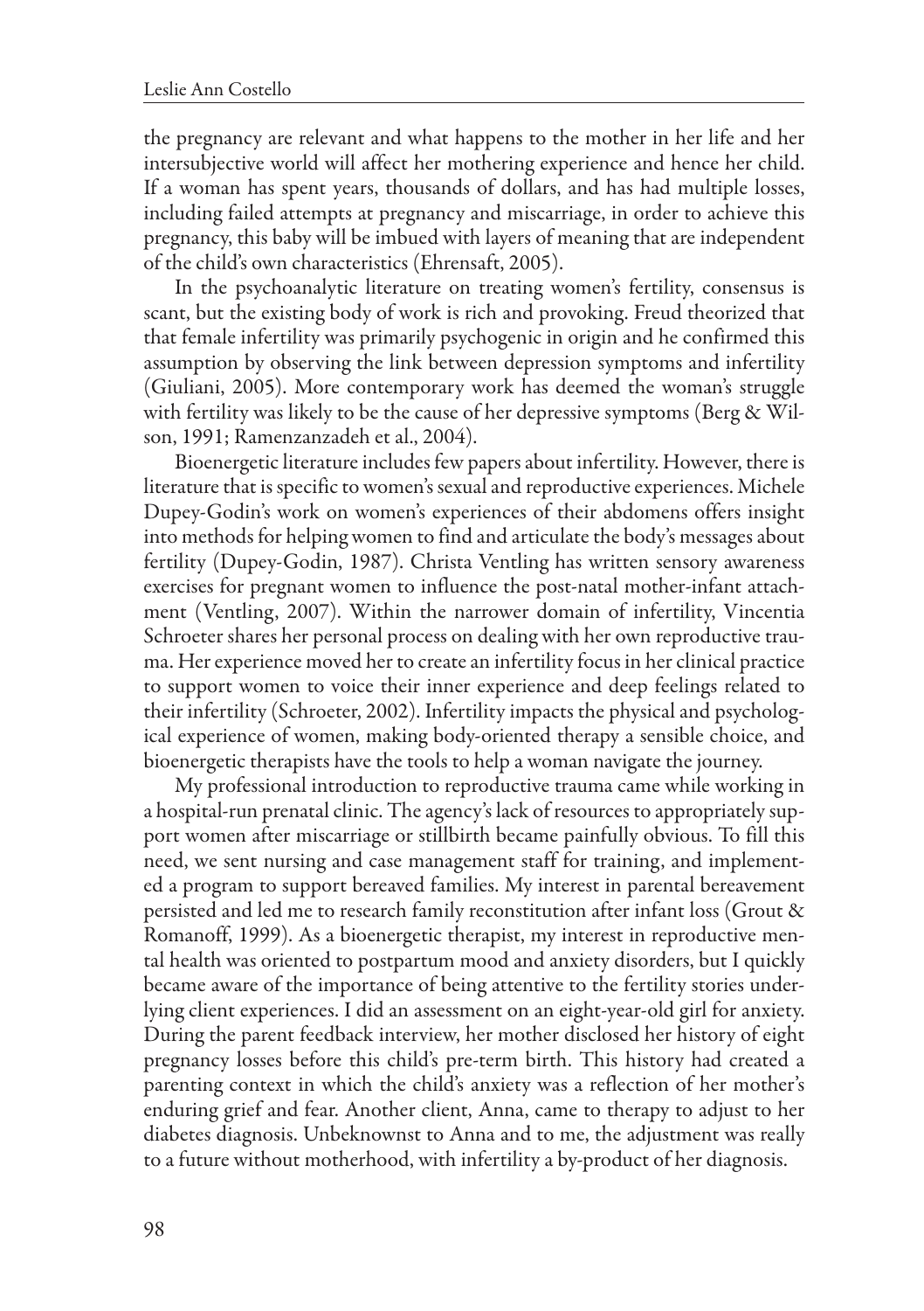the pregnancy are relevant and what happens to the mother in her life and her intersubjective world will affect her mothering experience and hence her child. If a woman has spent years, thousands of dollars, and has had multiple losses, including failed attempts at pregnancy and miscarriage, in order to achieve this pregnancy, this baby will be imbued with layers of meaning that are independent of the child's own characteristics (Ehrensaft, 2005).

In the psychoanalytic literature on treating women's fertility, consensus is scant, but the existing body of work is rich and provoking. Freud theorized that that female infertility was primarily psychogenic in origin and he confirmed this assumption by observing the link between depression symptoms and infertility (Giuliani, 2005). More contemporary work has deemed the woman's struggle with fertility was likely to be the cause of her depressive symptoms (Berg & Wilson, 1991; Ramenzanzadeh et al., 2004).

Bioenergetic literature includes few papers about infertility. However, there is literature that is specific to women's sexual and reproductive experiences. Michele Dupey-Godin's work on women's experiences of their abdomens offers insight into methods for helping women to find and articulate the body's messages about fertility (Dupey-Godin, 1987). Christa Ventling has written sensory awareness exercises for pregnant women to influence the post-natal mother-infant attachment (Ventling, 2007). Within the narrower domain of infertility, Vincentia Schroeter shares her personal process on dealing with her own reproductive trauma. Her experience moved her to create an infertility focus in her clinical practice to support women to voice their inner experience and deep feelings related to their infertility (Schroeter, 2002). Infertility impacts the physical and psychological experience of women, making body-oriented therapy a sensible choice, and bioenergetic therapists have the tools to help a woman navigate the journey.

My professional introduction to reproductive trauma came while working in a hospital-run prenatal clinic. The agency's lack of resources to appropriately support women after miscarriage or stillbirth became painfully obvious. To fill this need, we sent nursing and case management staff for training, and implemented a program to support bereaved families. My interest in parental bereavement persisted and led me to research family reconstitution after infant loss (Grout & Romanoff, 1999). As a bioenergetic therapist, my interest in reproductive mental health was oriented to postpartum mood and anxiety disorders, but I quickly became aware of the importance of being attentive to the fertility stories underlying client experiences. I did an assessment on an eight-year-old girl for anxiety. During the parent feedback interview, her mother disclosed her history of eight pregnancy losses before this child's pre-term birth. This history had created a parenting context in which the child's anxiety was a reflection of her mother's enduring grief and fear. Another client, Anna, came to therapy to adjust to her diabetes diagnosis. Unbeknownst to Anna and to me, the adjustment was really to a future without motherhood, with infertility a by-product of her diagnosis.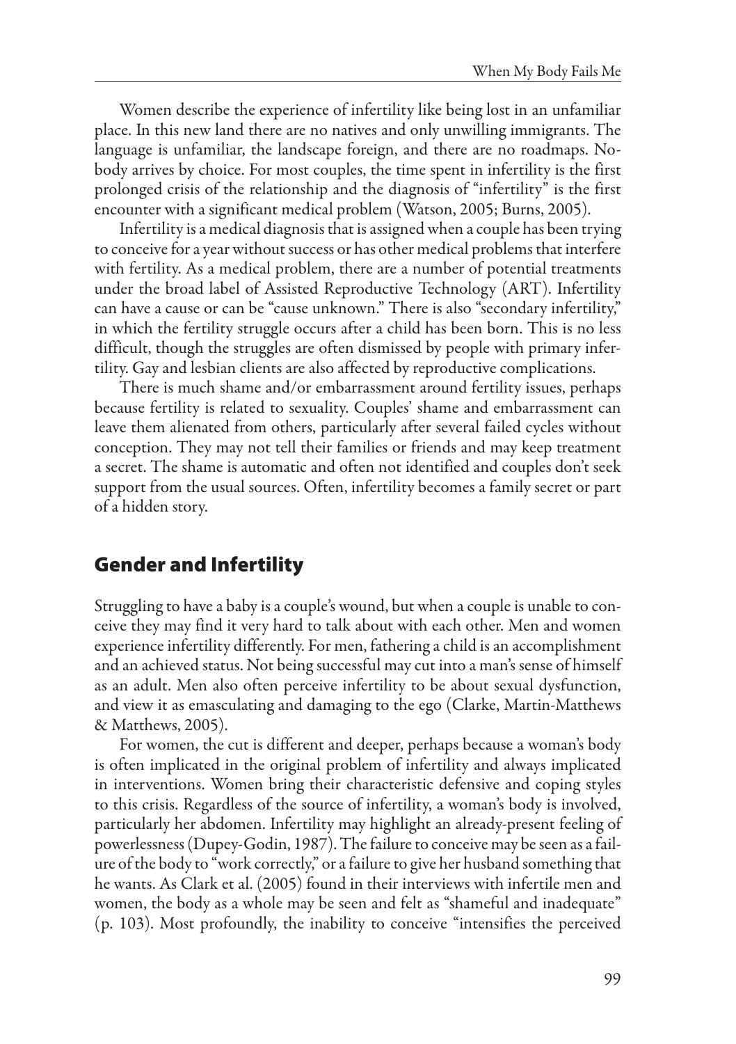Women describe the experience of infertility like being lost in an unfamiliar place. In this new land there are no natives and only unwilling immigrants. The language is unfamiliar, the landscape foreign, and there are no roadmaps. Nobody arrives by choice. For most couples, the time spent in infertility is the first prolonged crisis of the relationship and the diagnosis of "infertility" is the first encounter with a significant medical problem (Watson, 2005; Burns, 2005).

Infertility is a medical diagnosis that is assigned when a couple has been trying to conceive for a year without success or has other medical problems that interfere with fertility. As a medical problem, there are a number of potential treatments under the broad label of Assisted Reproductive Technology (ART). Infertility can have a cause or can be "cause unknown." There is also "secondary infertility," in which the fertility struggle occurs after a child has been born. This is no less difficult, though the struggles are often dismissed by people with primary infertility. Gay and lesbian clients are also affected by reproductive complications.

There is much shame and/or embarrassment around fertility issues, perhaps because fertility is related to sexuality. Couples' shame and embarrassment can leave them alienated from others, particularly after several failed cycles without conception. They may not tell their families or friends and may keep treatment a secret. The shame is automatic and often not identified and couples don't seek support from the usual sources. Often, infertility becomes a family secret or part of a hidden story.

## Gender and Infertility

Struggling to have a baby is a couple's wound, but when a couple is unable to conceive they may find it very hard to talk about with each other. Men and women experience infertility differently. For men, fathering a child is an accomplishment and an achieved status. Not being successful may cut into a man's sense of himself as an adult. Men also often perceive infertility to be about sexual dysfunction, and view it as emasculating and damaging to the ego (Clarke, Martin-Matthews & Matthews, 2005).

For women, the cut is different and deeper, perhaps because a woman's body is often implicated in the original problem of infertility and always implicated in interventions. Women bring their characteristic defensive and coping styles to this crisis. Regardless of the source of infertility, a woman's body is involved, particularly her abdomen. Infertility may highlight an already-present feeling of powerlessness (Dupey-Godin, 1987). The failure to conceive may be seen as a failure of the body to "work correctly," or a failure to give her husband something that he wants. As Clark et al. (2005) found in their interviews with infertile men and women, the body as a whole may be seen and felt as "shameful and inadequate" (p. 103). Most profoundly, the inability to conceive "intensifies the perceived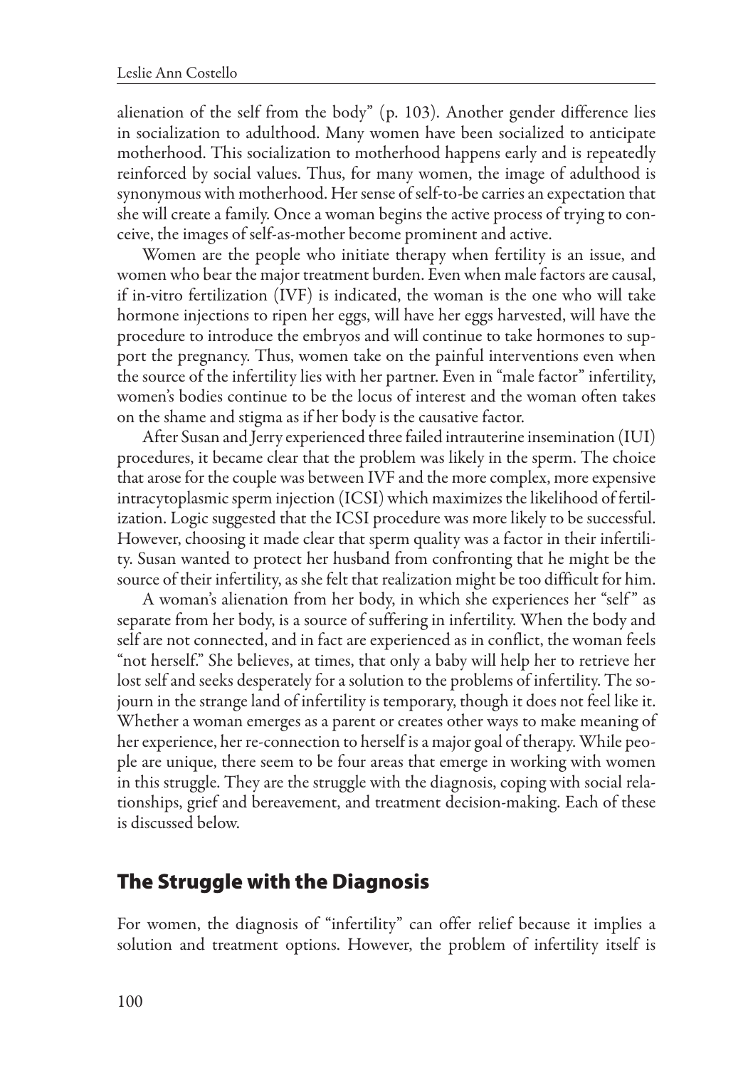alienation of the self from the body" (p. 103). Another gender difference lies in socialization to adulthood. Many women have been socialized to anticipate motherhood. This socialization to motherhood happens early and is repeatedly reinforced by social values. Thus, for many women, the image of adulthood is synonymous with motherhood. Her sense of self-to-be carries an expectation that she will create a family. Once a woman begins the active process of trying to conceive, the images of self-as-mother become prominent and active.

Women are the people who initiate therapy when fertility is an issue, and women who bear the major treatment burden. Even when male factors are causal, if in-vitro fertilization (IVF) is indicated, the woman is the one who will take hormone injections to ripen her eggs, will have her eggs harvested, will have the procedure to introduce the embryos and will continue to take hormones to support the pregnancy. Thus, women take on the painful interventions even when the source of the infertility lies with her partner. Even in "male factor" infertility, women's bodies continue to be the locus of interest and the woman often takes on the shame and stigma as if her body is the causative factor.

After Susan and Jerry experienced three failed intrauterine insemination (IUI) procedures, it became clear that the problem was likely in the sperm. The choice that arose for the couple was between IVF and the more complex, more expensive intracytoplasmic sperm injection (ICSI) which maximizes the likelihood of fertilization. Logic suggested that the ICSI procedure was more likely to be successful. However, choosing it made clear that sperm quality was a factor in their infertility. Susan wanted to protect her husband from confronting that he might be the source of their infertility, as she felt that realization might be too difficult for him.

A woman's alienation from her body, in which she experiences her "self" as separate from her body, is a source of suffering in infertility. When the body and self are not connected, and in fact are experienced as in conflict, the woman feels "not herself." She believes, at times, that only a baby will help her to retrieve her lost self and seeks desperately for a solution to the problems of infertility. The sojourn in the strange land of infertility is temporary, though it does not feel like it. Whether a woman emerges as a parent or creates other ways to make meaning of her experience, her re-connection to herself is a major goal of therapy. While people are unique, there seem to be four areas that emerge in working with women in this struggle. They are the struggle with the diagnosis, coping with social relationships, grief and bereavement, and treatment decision-making. Each of these is discussed below.

## The Struggle with the Diagnosis

For women, the diagnosis of "infertility" can offer relief because it implies a solution and treatment options. However, the problem of infertility itself is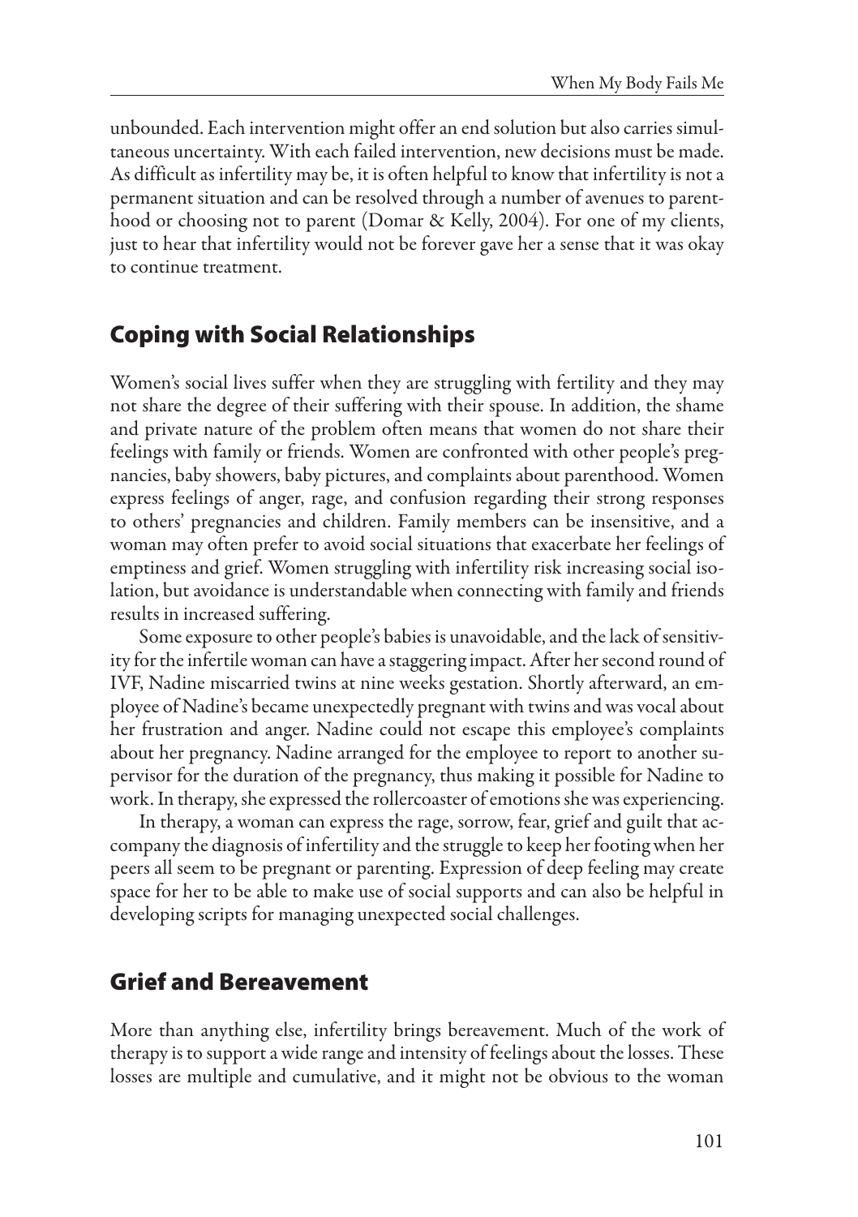unbounded. Each intervention might offer an end solution but also carries simultaneous uncertainty. With each failed intervention, new decisions must be made. As difficult as infertility may be, it is often helpful to know that infertility is not a permanent situation and can be resolved through a number of avenues to parenthood or choosing not to parent (Domar & Kelly, 2004). For one of my clients, just to hear that infertility would not be forever gave her a sense that it was okay to continue treatment.

## Coping with Social Relationships

Women's social lives suffer when they are struggling with fertility and they may not share the degree of their suffering with their spouse. In addition, the shame and private nature of the problem often means that women do not share their feelings with family or friends. Women are confronted with other people's pregnancies, baby showers, baby pictures, and complaints about parenthood. Women express feelings of anger, rage, and confusion regarding their strong responses to others' pregnancies and children. Family members can be insensitive, and a woman may often prefer to avoid social situations that exacerbate her feelings of emptiness and grief. Women struggling with infertility risk increasing social isolation, but avoidance is understandable when connecting with family and friends results in increased suffering.

Some exposure to other people's babies is unavoidable, and the lack of sensitivity for the infertile woman can have a staggering impact. After her second round of IVF, Nadine miscarried twins at nine weeks gestation. Shortly afterward, an employee of Nadine's became unexpectedly pregnant with twins and was vocal about her frustration and anger. Nadine could not escape this employee's complaints about her pregnancy. Nadine arranged for the employee to report to another supervisor for the duration of the pregnancy, thus making it possible for Nadine to work. In therapy, she expressed the rollercoaster of emotions she was experiencing.

In therapy, a woman can express the rage, sorrow, fear, grief and guilt that accompany the diagnosis of infertility and the struggle to keep her footing when her peers all seem to be pregnant or parenting. Expression of deep feeling may create space for her to be able to make use of social supports and can also be helpful in developing scripts for managing unexpected social challenges.

## Grief and Bereavement

More than anything else, infertility brings bereavement. Much of the work of therapy is to support a wide range and intensity of feelings about the losses. These losses are multiple and cumulative, and it might not be obvious to the woman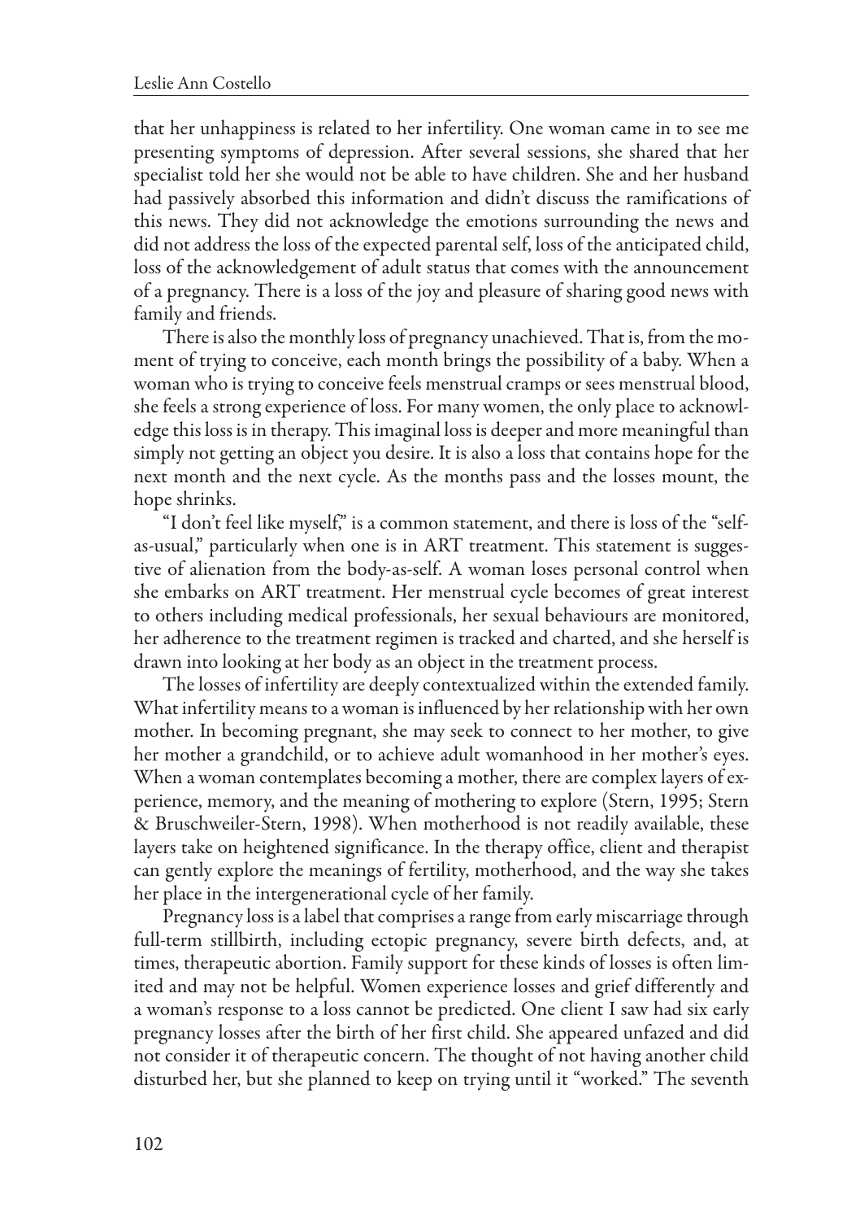that her unhappiness is related to her infertility. One woman came in to see me presenting symptoms of depression. After several sessions, she shared that her specialist told her she would not be able to have children. She and her husband had passively absorbed this information and didn't discuss the ramifications of this news. They did not acknowledge the emotions surrounding the news and did not address the loss of the expected parental self, loss of the anticipated child, loss of the acknowledgement of adult status that comes with the announcement of a pregnancy. There is a loss of the joy and pleasure of sharing good news with family and friends.

There is also the monthly loss of pregnancy unachieved. That is, from the moment of trying to conceive, each month brings the possibility of a baby. When a woman who is trying to conceive feels menstrual cramps or sees menstrual blood, she feels a strong experience of loss. For many women, the only place to acknowledge this loss is in therapy. This imaginal loss is deeper and more meaningful than simply not getting an object you desire. It is also a loss that contains hope for the next month and the next cycle. As the months pass and the losses mount, the hope shrinks.

"I don't feel like myself," is a common statement, and there is loss of the "self-as-usual," particularly when one is in ART treatment. This statement is suggestive of alienation from the body-as-self. A woman loses personal control when she embarks on ART treatment. Her menstrual cycle becomes of great interest to others including medical professionals, her sexual behaviours are monitored, her adherence to the treatment regimen is tracked and charted, and she herself is drawn into looking at her body as an object in the treatment process.

The losses of infertility are deeply contextualized within the extended family. What infertility means to a woman is influenced by her relationship with her own mother. In becoming pregnant, she may seek to connect to her mother, to give her mother a grandchild, or to achieve adult womanhood in her mother's eyes. When a woman contemplates becoming a mother, there are complex layers of experience, memory, and the meaning of mothering to explore (Stern, 1995; Stern & Bruschweiler-Stern, 1998). When motherhood is not readily available, these layers take on heightened significance. In the therapy office, client and therapist can gently explore the meanings of fertility, motherhood, and the way she takes her place in the intergenerational cycle of her family.

Pregnancy loss is a label that comprises a range from early miscarriage through full-term stillbirth, including ectopic pregnancy, severe birth defects, and, at times, therapeutic abortion. Family support for these kinds of losses is often limited and may not be helpful. Women experience losses and grief differently and a woman's response to a loss cannot be predicted. One client I saw had six early pregnancy losses after the birth of her first child. She appeared unfazed and did not consider it of therapeutic concern. The thought of not having another child disturbed her, but she planned to keep on trying until it "worked." The seventh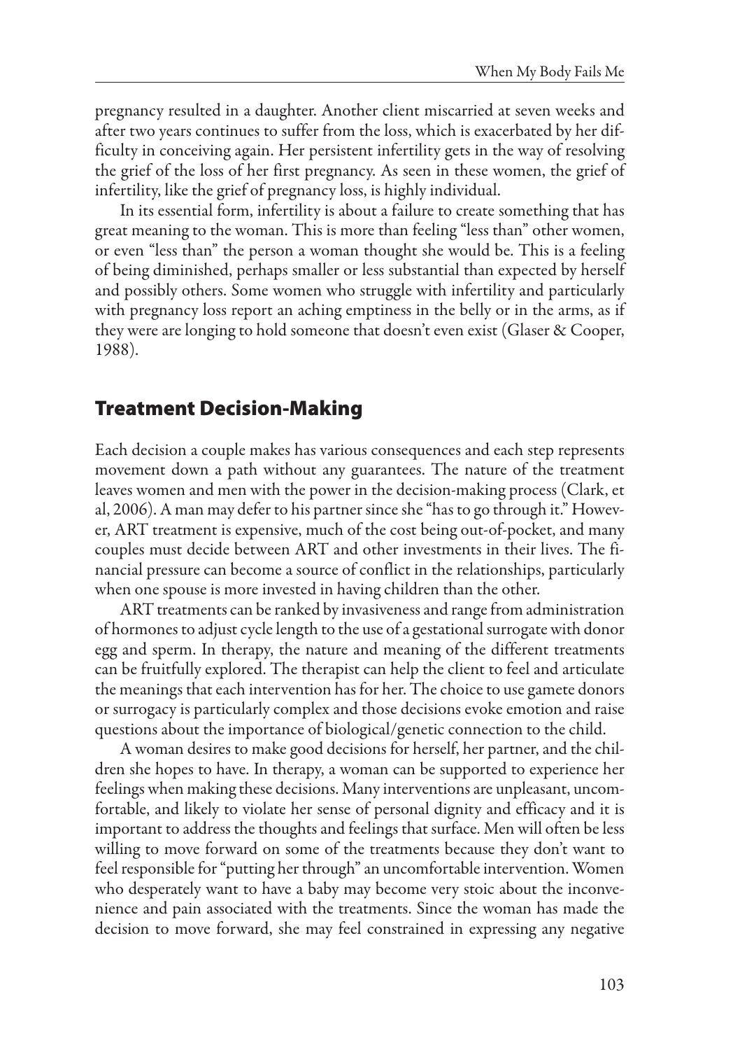pregnancy resulted in a daughter. Another client miscarried at seven weeks and after two years continues to suffer from the loss, which is exacerbated by her difficulty in conceiving again. Her persistent infertility gets in the way of resolving the grief of the loss of her first pregnancy. As seen in these women, the grief of infertility, like the grief of pregnancy loss, is highly individual.

In its essential form, infertility is about a failure to create something that has great meaning to the woman. This is more than feeling "less than" other women, or even "less than" the person a woman thought she would be. This is a feeling of being diminished, perhaps smaller or less substantial than expected by herself and possibly others. Some women who struggle with infertility and particularly with pregnancy loss report an aching emptiness in the belly or in the arms, as if they were are longing to hold someone that doesn't even exist (Glaser & Cooper, 1988).

## Treatment Decision-Making

Each decision a couple makes has various consequences and each step represents movement down a path without any guarantees. The nature of the treatment leaves women and men with the power in the decision-making process (Clark, et al, 2006). A man may defer to his partner since she "has to go through it." However, ART treatment is expensive, much of the cost being out-of-pocket, and many couples must decide between ART and other investments in their lives. The financial pressure can become a source of conflict in the relationships, particularly when one spouse is more invested in having children than the other.

ART treatments can be ranked by invasiveness and range from administration of hormones to adjust cycle length to the use of a gestational surrogate with donor egg and sperm. In therapy, the nature and meaning of the different treatments can be fruitfully explored. The therapist can help the client to feel and articulate the meanings that each intervention has for her. The choice to use gamete donors or surrogacy is particularly complex and those decisions evoke emotion and raise questions about the importance of biological/genetic connection to the child.

A woman desires to make good decisions for herself, her partner, and the children she hopes to have. In therapy, a woman can be supported to experience her feelings when making these decisions. Many interventions are unpleasant, uncomfortable, and likely to violate her sense of personal dignity and efficacy and it is important to address the thoughts and feelings that surface. Men will often be less willing to move forward on some of the treatments because they don't want to feel responsible for "putting her through" an uncomfortable intervention. Women who desperately want to have a baby may become very stoic about the inconvenience and pain associated with the treatments. Since the woman has made the decision to move forward, she may feel constrained in expressing any negative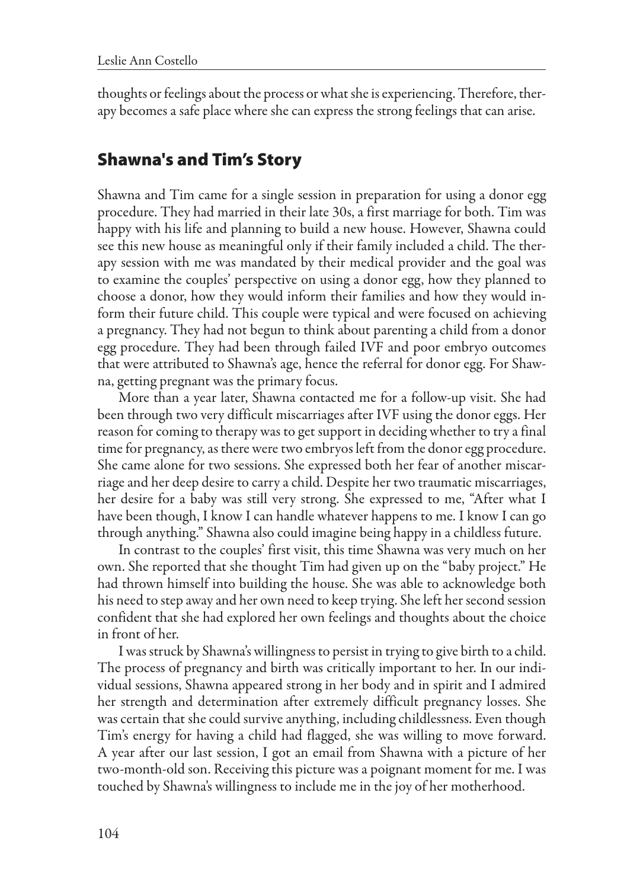thoughts or feelings about the process or what she is experiencing. Therefore, therapy becomes a safe place where she can express the strong feelings that can arise.

## Shawna's and Tim's Story

Shawna and Tim came for a single session in preparation for using a donor egg procedure. They had married in their late 30s, a first marriage for both. Tim was happy with his life and planning to build a new house. However, Shawna could see this new house as meaningful only if their family included a child. The therapy session with me was mandated by their medical provider and the goal was to examine the couples' perspective on using a donor egg, how they planned to choose a donor, how they would inform their families and how they would inform their future child. This couple were typical and were focused on achieving a pregnancy. They had not begun to think about parenting a child from a donor egg procedure. They had been through failed IVF and poor embryo outcomes that were attributed to Shawna's age, hence the referral for donor egg. For Shawna, getting pregnant was the primary focus.

More than a year later, Shawna contacted me for a follow-up visit. She had been through two very difficult miscarriages after IVF using the donor eggs. Her reason for coming to therapy was to get support in deciding whether to try a final time for pregnancy, as there were two embryos left from the donor egg procedure. She came alone for two sessions. She expressed both her fear of another miscarriage and her deep desire to carry a child. Despite her two traumatic miscarriages, her desire for a baby was still very strong. She expressed to me, "After what I have been though, I know I can handle whatever happens to me. I know I can go through anything." Shawna also could imagine being happy in a childless future.

In contrast to the couples' first visit, this time Shawna was very much on her own. She reported that she thought Tim had given up on the "baby project." He had thrown himself into building the house. She was able to acknowledge both his need to step away and her own need to keep trying. She left her second session confident that she had explored her own feelings and thoughts about the choice in front of her.

I was struck by Shawna's willingness to persist in trying to give birth to a child. The process of pregnancy and birth was critically important to her. In our individual sessions, Shawna appeared strong in her body and in spirit and I admired her strength and determination after extremely difficult pregnancy losses. She was certain that she could survive anything, including childlessness. Even though Tim's energy for having a child had flagged, she was willing to move forward. A year after our last session, I got an email from Shawna with a picture of her two-month-old son. Receiving this picture was a poignant moment for me. I was touched by Shawna's willingness to include me in the joy of her motherhood.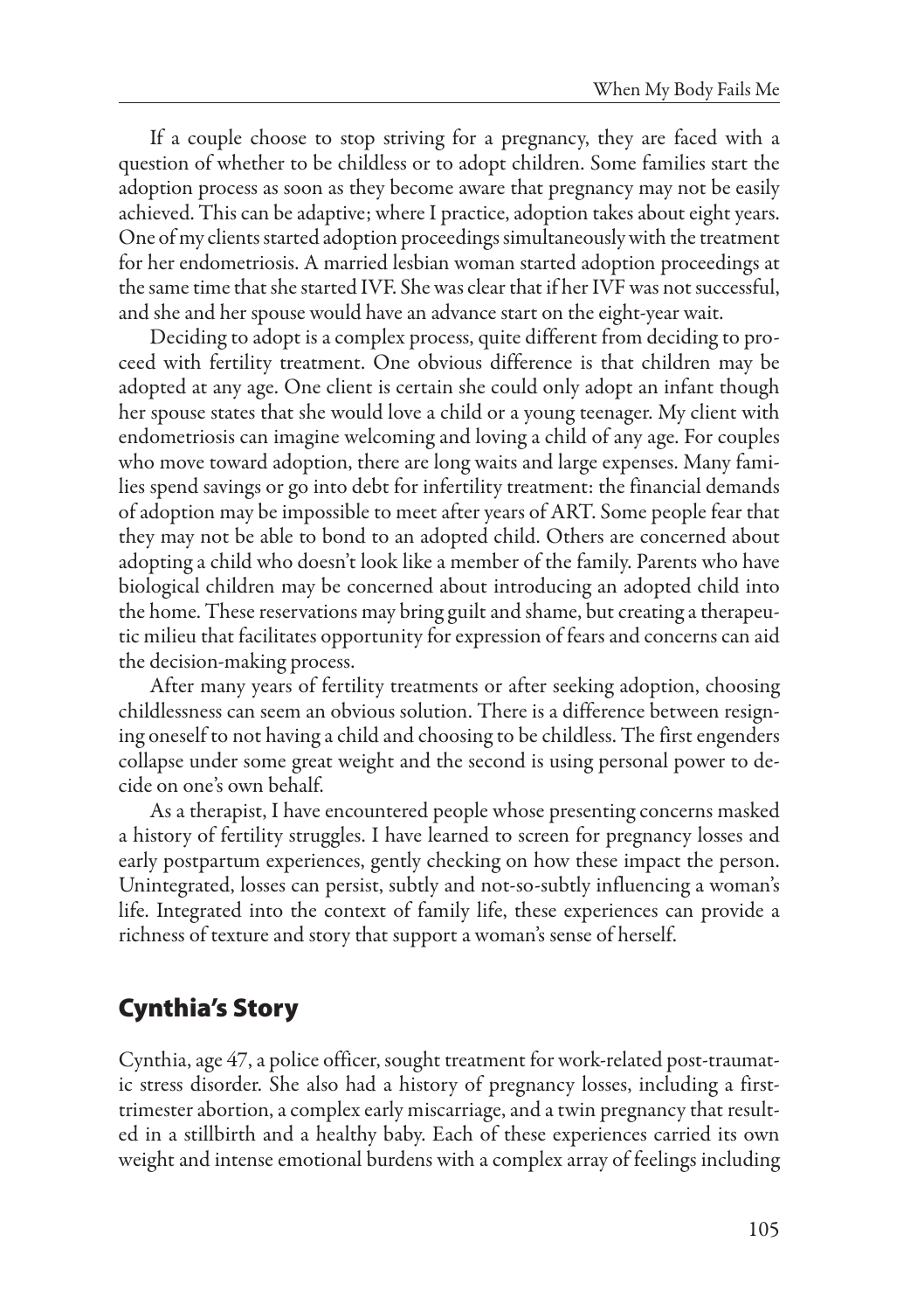If a couple choose to stop striving for a pregnancy, they are faced with a question of whether to be childless or to adopt children. Some families start the adoption process as soon as they become aware that pregnancy may not be easily achieved. This can be adaptive; where I practice, adoption takes about eight years. One of my clients started adoption proceedings simultaneously with the treatment for her endometriosis. A married lesbian woman started adoption proceedings at the same time that she started IVF. She was clear that if her IVF was not successful, and she and her spouse would have an advance start on the eight-year wait.

Deciding to adopt is a complex process, quite different from deciding to proceed with fertility treatment. One obvious difference is that children may be adopted at any age. One client is certain she could only adopt an infant though her spouse states that she would love a child or a young teenager. My client with endometriosis can imagine welcoming and loving a child of any age. For couples who move toward adoption, there are long waits and large expenses. Many families spend savings or go into debt for infertility treatment: the financial demands of adoption may be impossible to meet after years of ART. Some people fear that they may not be able to bond to an adopted child. Others are concerned about adopting a child who doesn't look like a member of the family. Parents who have biological children may be concerned about introducing an adopted child into the home. These reservations may bring guilt and shame, but creating a therapeutic milieu that facilitates opportunity for expression of fears and concerns can aid the decision-making process.

After many years of fertility treatments or after seeking adoption, choosing childlessness can seem an obvious solution. There is a difference between resigning oneself to not having a child and choosing to be childless. The first engenders collapse under some great weight and the second is using personal power to decide on one's own behalf.

As a therapist, I have encountered people whose presenting concerns masked a history of fertility struggles. I have learned to screen for pregnancy losses and early postpartum experiences, gently checking on how these impact the person. Unintegrated, losses can persist, subtly and not-so-subtly influencing a woman's life. Integrated into the context of family life, these experiences can provide a richness of texture and story that support a woman's sense of herself.

## Cynthia's Story

Cynthia, age 47, a police officer, sought treatment for work-related post-traumatic stress disorder. She also had a history of pregnancy losses, including a first-trimester abortion, a complex early miscarriage, and a twin pregnancy that resulted in a stillbirth and a healthy baby. Each of these experiences carried its own weight and intense emotional burdens with a complex array of feelings including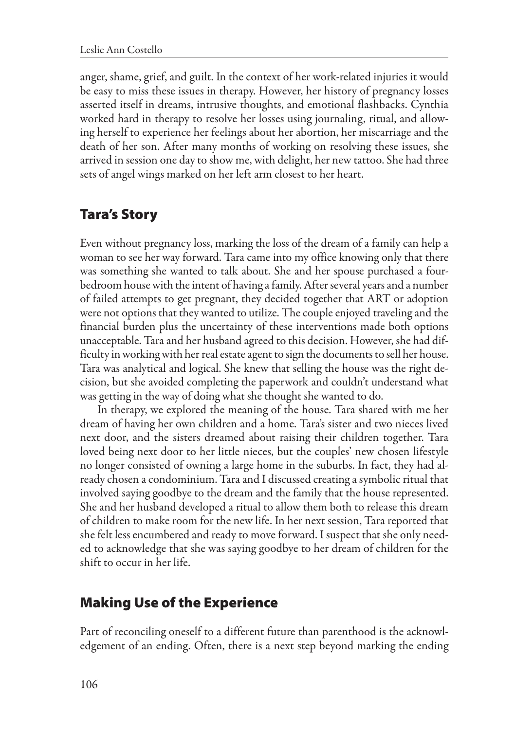anger, shame, grief, and guilt. In the context of her work-related injuries it would be easy to miss these issues in therapy. However, her history of pregnancy losses asserted itself in dreams, intrusive thoughts, and emotional flashbacks. Cynthia worked hard in therapy to resolve her losses using journaling, ritual, and allowing herself to experience her feelings about her abortion, her miscarriage and the death of her son. After many months of working on resolving these issues, she arrived in session one day to show me, with delight, her new tattoo. She had three sets of angel wings marked on her left arm closest to her heart.

## Tara's Story

Even without pregnancy loss, marking the loss of the dream of a family can help a woman to see her way forward. Tara came into my office knowing only that there was something she wanted to talk about. She and her spouse purchased a four-bedroom house with the intent of having a family. After several years and a number of failed attempts to get pregnant, they decided together that ART or adoption were not options that they wanted to utilize. The couple enjoyed traveling and the financial burden plus the uncertainty of these interventions made both options unacceptable. Tara and her husband agreed to this decision. However, she had difficulty in working with her real estate agent to sign the documents to sell her house. Tara was analytical and logical. She knew that selling the house was the right decision, but she avoided completing the paperwork and couldn't understand what was getting in the way of doing what she thought she wanted to do.

In therapy, we explored the meaning of the house. Tara shared with me her dream of having her own children and a home. Tara's sister and two nieces lived next door, and the sisters dreamed about raising their children together. Tara loved being next door to her little nieces, but the couples' new chosen lifestyle no longer consisted of owning a large home in the suburbs. In fact, they had already chosen a condominium. Tara and I discussed creating a symbolic ritual that involved saying goodbye to the dream and the family that the house represented. She and her husband developed a ritual to allow them both to release this dream of children to make room for the new life. In her next session, Tara reported that she felt less encumbered and ready to move forward. I suspect that she only needed to acknowledge that she was saying goodbye to her dream of children for the shift to occur in her life.

## Making Use of the Experience

Part of reconciling oneself to a different future than parenthood is the acknowledgement of an ending. Often, there is a next step beyond marking the ending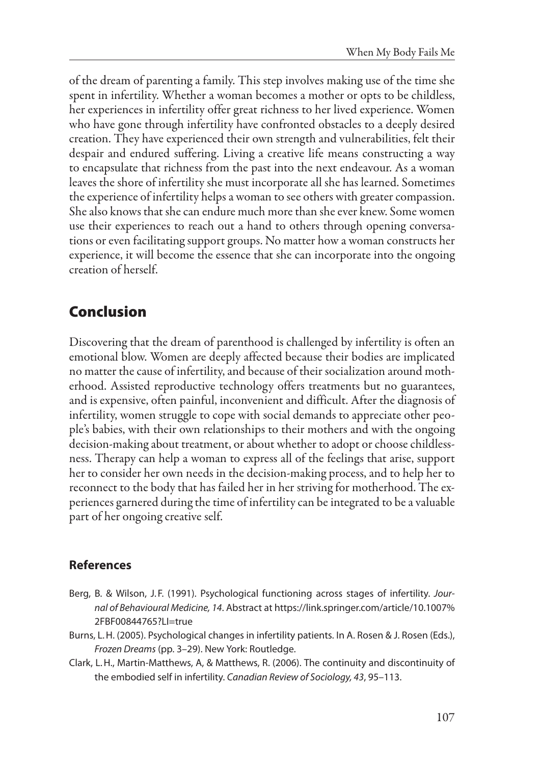of the dream of parenting a family. This step involves making use of the time she spent in infertility. Whether a woman becomes a mother or opts to be childless, her experiences in infertility offer great richness to her lived experience. Women who have gone through infertility have confronted obstacles to a deeply desired creation. They have experienced their own strength and vulnerabilities, felt their despair and endured suffering. Living a creative life means constructing a way to encapsulate that richness from the past into the next endeavour. As a woman leaves the shore of infertility she must incorporate all she has learned. Sometimes the experience of infertility helps a woman to see others with greater compassion. She also knows that she can endure much more than she ever knew. Some women use their experiences to reach out a hand to others through opening conversations or even facilitating support groups. No matter how a woman constructs her experience, it will become the essence that she can incorporate into the ongoing creation of herself.

## Conclusion

Discovering that the dream of parenthood is challenged by infertility is often an emotional blow. Women are deeply affected because their bodies are implicated no matter the cause of infertility, and because of their socialization around motherhood. Assisted reproductive technology offers treatments but no guarantees, and is expensive, often painful, inconvenient and difficult. After the diagnosis of infertility, women struggle to cope with social demands to appreciate other people's babies, with their own relationships to their mothers and with the ongoing decision-making about treatment, or about whether to adopt or choose childlessness. Therapy can help a woman to express all of the feelings that arise, support her to consider her own needs in the decision-making process, and to help her to reconnect to the body that has failed her in her striving for motherhood. The experiences garnered during the time of infertility can be integrated to be a valuable part of her ongoing creative self.

### References

Berg, B. & Wilson, J.F. (1991). Psychological functioning across stages of infertility. *Journal of Behavioural Medicine, 14*. Abstract at https://link.springer.com/article/10.1007%2FBF00844765?LI=true

Burns, L.H. (2005). Psychological changes in infertility patients. In A. Rosen & J. Rosen (Eds.), *Frozen Dreams* (pp. 3–29). New York: Routledge.

Clark, L.H., Martin-Matthews, A, & Matthews, R. (2006). The continuity and discontinuity of the embodied self in infertility. *Canadian Review of Sociology, 43*, 95–113.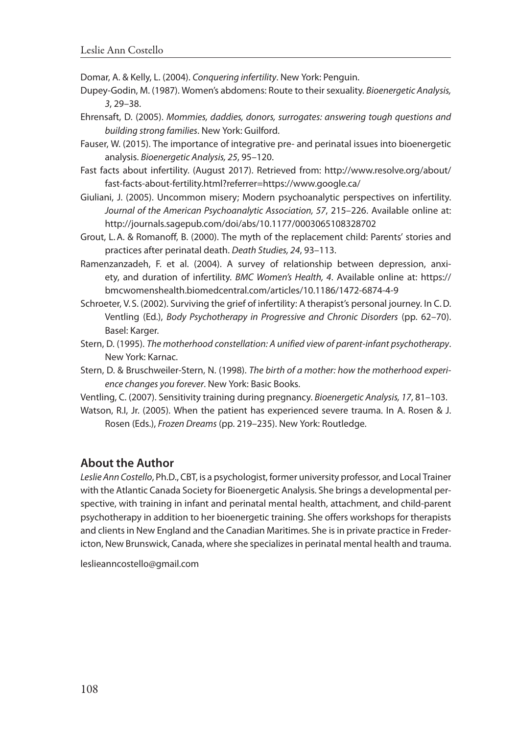Domar, A. & Kelly, L. (2004). *Conquering infertility*. New York: Penguin.

Dupey-Godin, M. (1987). Women's abdomens: Route to their sexuality. *Bioenergetic Analysis, 3*, 29–38.

Ehrensaft, D. (2005). *Mommies, daddies, donors, surrogates: answering tough questions and building strong families*. New York: Guilford.

Fauser, W. (2015). The importance of integrative pre- and perinatal issues into bioenergetic analysis. *Bioenergetic Analysis, 25*, 95–120.

Fast facts about infertility. (August 2017). Retrieved from: http://www.resolve.org/about/fast-facts-about-fertility.html?referrer=https://www.google.ca/

Giuliani, J. (2005). Uncommon misery; Modern psychoanalytic perspectives on infertility. *Journal of the American Psychoanalytic Association, 57*, 215–226. Available online at: http://journals.sagepub.com/doi/abs/10.1177/0003065108328702

Grout, L. A. & Romanoff, B. (2000). The myth of the replacement child: Parents' stories and practices after perinatal death. *Death Studies, 24*, 93–113.

Ramenzanzadeh, F. et al. (2004). A survey of relationship between depression, anxiety, and duration of infertility. *BMC Women's Health, 4*. Available online at: https://bmcwomenshealth.biomedcentral.com/articles/10.1186/1472-6874-4-9

Schroeter, V. S. (2002). Surviving the grief of infertility: A therapist's personal journey. In C. D. Ventling (Ed.), *Body Psychotherapy in Progressive and Chronic Disorders* (pp. 62–70). Basel: Karger.

Stern, D. (1995). *The motherhood constellation: A unified view of parent-infant psychotherapy*. New York: Karnac.

Stern, D. & Bruschweiler-Stern, N. (1998). *The birth of a mother: how the motherhood experience changes you forever*. New York: Basic Books.

Ventling, C. (2007). Sensitivity training during pregnancy. *Bioenergetic Analysis, 17*, 81–103.

Watson, R.I, Jr. (2005). When the patient has experienced severe trauma. In A. Rosen & J. Rosen (Eds.), *Frozen Dreams* (pp. 219–235). New York: Routledge.

## About the Author

*Leslie Ann Costello*, Ph.D., CBT, is a psychologist, former university professor, and Local Trainer with the Atlantic Canada Society for Bioenergetic Analysis. She brings a developmental perspective, with training in infant and perinatal mental health, attachment, and child-parent psychotherapy in addition to her bioenergetic training. She offers workshops for therapists and clients in New England and the Canadian Maritimes. She is in private practice in Fredericton, New Brunswick, Canada, where she specializes in perinatal mental health and trauma.

leslieanncostello@gmail.com